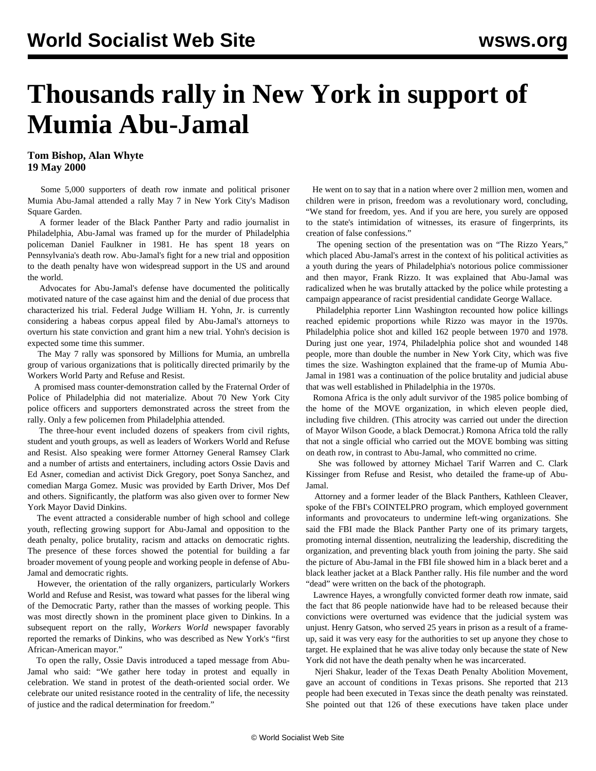# Thousands rally in New York in support of Mumia Abu-Jamal

**Tom Bishop, Alan Whyte**
**19 May 2000**

Some 5,000 supporters of death row inmate and political prisoner Mumia Abu-Jamal attended a rally May 7 in New York City's Madison Square Garden.

A former leader of the Black Panther Party and radio journalist in Philadelphia, Abu-Jamal was framed up for the murder of Philadelphia policeman Daniel Faulkner in 1981. He has spent 18 years on Pennsylvania's death row. Abu-Jamal's fight for a new trial and opposition to the death penalty have won widespread support in the US and around the world.

Advocates for Abu-Jamal's defense have documented the politically motivated nature of the case against him and the denial of due process that characterized his trial. Federal Judge William H. Yohn, Jr. is currently considering a habeas corpus appeal filed by Abu-Jamal's attorneys to overturn his state conviction and grant him a new trial. Yohn's decision is expected some time this summer.

The May 7 rally was sponsored by Millions for Mumia, an umbrella group of various organizations that is politically directed primarily by the Workers World Party and Refuse and Resist.

A promised mass counter-demonstration called by the Fraternal Order of Police of Philadelphia did not materialize. About 70 New York City police officers and supporters demonstrated across the street from the rally. Only a few policemen from Philadelphia attended.

The three-hour event included dozens of speakers from civil rights, student and youth groups, as well as leaders of Workers World and Refuse and Resist. Also speaking were former Attorney General Ramsey Clark and a number of artists and entertainers, including actors Ossie Davis and Ed Asner, comedian and activist Dick Gregory, poet Sonya Sanchez, and comedian Marga Gomez. Music was provided by Earth Driver, Mos Def and others. Significantly, the platform was also given over to former New York Mayor David Dinkins.

The event attracted a considerable number of high school and college youth, reflecting growing support for Abu-Jamal and opposition to the death penalty, police brutality, racism and attacks on democratic rights. The presence of these forces showed the potential for building a far broader movement of young people and working people in defense of Abu-Jamal and democratic rights.

However, the orientation of the rally organizers, particularly Workers World and Refuse and Resist, was toward what passes for the liberal wing of the Democratic Party, rather than the masses of working people. This was most directly shown in the prominent place given to Dinkins. In a subsequent report on the rally, *Workers World* newspaper favorably reported the remarks of Dinkins, who was described as New York's "first African-American mayor."

To open the rally, Ossie Davis introduced a taped message from Abu-Jamal who said: "We gather here today in protest and equally in celebration. We stand in protest of the death-oriented social order. We celebrate our united resistance rooted in the centrality of life, the necessity of justice and the radical determination for freedom."

He went on to say that in a nation where over 2 million men, women and children were in prison, freedom was a revolutionary word, concluding, "We stand for freedom, yes. And if you are here, you surely are opposed to the state's intimidation of witnesses, its erasure of fingerprints, its creation of false confessions."

The opening section of the presentation was on "The Rizzo Years," which placed Abu-Jamal's arrest in the context of his political activities as a youth during the years of Philadelphia's notorious police commissioner and then mayor, Frank Rizzo. It was explained that Abu-Jamal was radicalized when he was brutally attacked by the police while protesting a campaign appearance of racist presidential candidate George Wallace.

Philadelphia reporter Linn Washington recounted how police killings reached epidemic proportions while Rizzo was mayor in the 1970s. Philadelphia police shot and killed 162 people between 1970 and 1978. During just one year, 1974, Philadelphia police shot and wounded 148 people, more than double the number in New York City, which was five times the size. Washington explained that the frame-up of Mumia Abu-Jamal in 1981 was a continuation of the police brutality and judicial abuse that was well established in Philadelphia in the 1970s.

Romona Africa is the only adult survivor of the 1985 police bombing of the home of the MOVE organization, in which eleven people died, including five children. (This atrocity was carried out under the direction of Mayor Wilson Goode, a black Democrat.) Romona Africa told the rally that not a single official who carried out the MOVE bombing was sitting on death row, in contrast to Abu-Jamal, who committed no crime.

She was followed by attorney Michael Tarif Warren and C. Clark Kissinger from Refuse and Resist, who detailed the frame-up of Abu-Jamal.

Attorney and a former leader of the Black Panthers, Kathleen Cleaver, spoke of the FBI's COINTELPRO program, which employed government informants and provocateurs to undermine left-wing organizations. She said the FBI made the Black Panther Party one of its primary targets, promoting internal dissention, neutralizing the leadership, discrediting the organization, and preventing black youth from joining the party. She said the picture of Abu-Jamal in the FBI file showed him in a black beret and a black leather jacket at a Black Panther rally. His file number and the word "dead" were written on the back of the photograph.

Lawrence Hayes, a wrongfully convicted former death row inmate, said the fact that 86 people nationwide have had to be released because their convictions were overturned was evidence that the judicial system was unjust. Henry Gatson, who served 25 years in prison as a result of a frame-up, said it was very easy for the authorities to set up anyone they chose to target. He explained that he was alive today only because the state of New York did not have the death penalty when he was incarcerated.

Njeri Shakur, leader of the Texas Death Penalty Abolition Movement, gave an account of conditions in Texas prisons. She reported that 213 people had been executed in Texas since the death penalty was reinstated. She pointed out that 126 of these executions have taken place under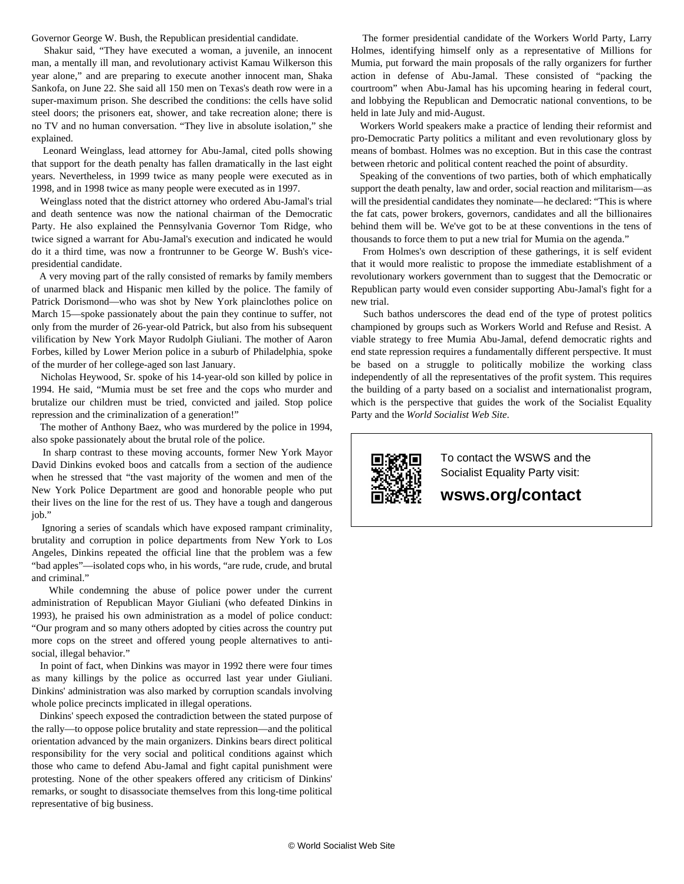Governor George W. Bush, the Republican presidential candidate.

Shakur said, "They have executed a woman, a juvenile, an innocent man, a mentally ill man, and revolutionary activist Kamau Wilkerson this year alone," and are preparing to execute another innocent man, Shaka Sankofa, on June 22. She said all 150 men on Texas's death row were in a super-maximum prison. She described the conditions: the cells have solid steel doors; the prisoners eat, shower, and take recreation alone; there is no TV and no human conversation. "They live in absolute isolation," she explained.

Leonard Weinglass, lead attorney for Abu-Jamal, cited polls showing that support for the death penalty has fallen dramatically in the last eight years. Nevertheless, in 1999 twice as many people were executed as in 1998, and in 1998 twice as many people were executed as in 1997.

Weinglass noted that the district attorney who ordered Abu-Jamal's trial and death sentence was now the national chairman of the Democratic Party. He also explained the Pennsylvania Governor Tom Ridge, who twice signed a warrant for Abu-Jamal's execution and indicated he would do it a third time, was now a frontrunner to be George W. Bush's vice-presidential candidate.

A very moving part of the rally consisted of remarks by family members of unarmed black and Hispanic men killed by the police. The family of Patrick Dorismond—who was shot by New York plainclothes police on March 15—spoke passionately about the pain they continue to suffer, not only from the murder of 26-year-old Patrick, but also from his subsequent vilification by New York Mayor Rudolph Giuliani. The mother of Aaron Forbes, killed by Lower Merion police in a suburb of Philadelphia, spoke of the murder of her college-aged son last January.

Nicholas Heywood, Sr. spoke of his 14-year-old son killed by police in 1994. He said, "Mumia must be set free and the cops who murder and brutalize our children must be tried, convicted and jailed. Stop police repression and the criminalization of a generation!"

The mother of Anthony Baez, who was murdered by the police in 1994, also spoke passionately about the brutal role of the police.

In sharp contrast to these moving accounts, former New York Mayor David Dinkins evoked boos and catcalls from a section of the audience when he stressed that "the vast majority of the women and men of the New York Police Department are good and honorable people who put their lives on the line for the rest of us. They have a tough and dangerous job."

Ignoring a series of scandals which have exposed rampant criminality, brutality and corruption in police departments from New York to Los Angeles, Dinkins repeated the official line that the problem was a few "bad apples"—isolated cops who, in his words, "are rude, crude, and brutal and criminal."

While condemning the abuse of police power under the current administration of Republican Mayor Giuliani (who defeated Dinkins in 1993), he praised his own administration as a model of police conduct: "Our program and so many others adopted by cities across the country put more cops on the street and offered young people alternatives to anti-social, illegal behavior."

In point of fact, when Dinkins was mayor in 1992 there were four times as many killings by the police as occurred last year under Giuliani. Dinkins' administration was also marked by corruption scandals involving whole police precincts implicated in illegal operations.

Dinkins' speech exposed the contradiction between the stated purpose of the rally—to oppose police brutality and state repression—and the political orientation advanced by the main organizers. Dinkins bears direct political responsibility for the very social and political conditions against which those who came to defend Abu-Jamal and fight capital punishment were protesting. None of the other speakers offered any criticism of Dinkins' remarks, or sought to disassociate themselves from this long-time political representative of big business.

The former presidential candidate of the Workers World Party, Larry Holmes, identifying himself only as a representative of Millions for Mumia, put forward the main proposals of the rally organizers for further action in defense of Abu-Jamal. These consisted of "packing the courtroom" when Abu-Jamal has his upcoming hearing in federal court, and lobbying the Republican and Democratic national conventions, to be held in late July and mid-August.

Workers World speakers make a practice of lending their reformist and pro-Democratic Party politics a militant and even revolutionary gloss by means of bombast. Holmes was no exception. But in this case the contrast between rhetoric and political content reached the point of absurdity.

Speaking of the conventions of two parties, both of which emphatically support the death penalty, law and order, social reaction and militarism—as will the presidential candidates they nominate—he declared: "This is where the fat cats, power brokers, governors, candidates and all the billionaires behind them will be. We've got to be at these conventions in the tens of thousands to force them to put a new trial for Mumia on the agenda."

From Holmes's own description of these gatherings, it is self evident that it would more realistic to propose the immediate establishment of a revolutionary workers government than to suggest that the Democratic or Republican party would even consider supporting Abu-Jamal's fight for a new trial.

Such bathos underscores the dead end of the type of protest politics championed by groups such as Workers World and Refuse and Resist. A viable strategy to free Mumia Abu-Jamal, defend democratic rights and end state repression requires a fundamentally different perspective. It must be based on a struggle to politically mobilize the working class independently of all the representatives of the profit system. This requires the building of a party based on a socialist and internationalist program, which is the perspective that guides the work of the Socialist Equality Party and the *World Socialist Web Site*.

To contact the WSWS and the Socialist Equality Party visit:

**wsws.org/contact**